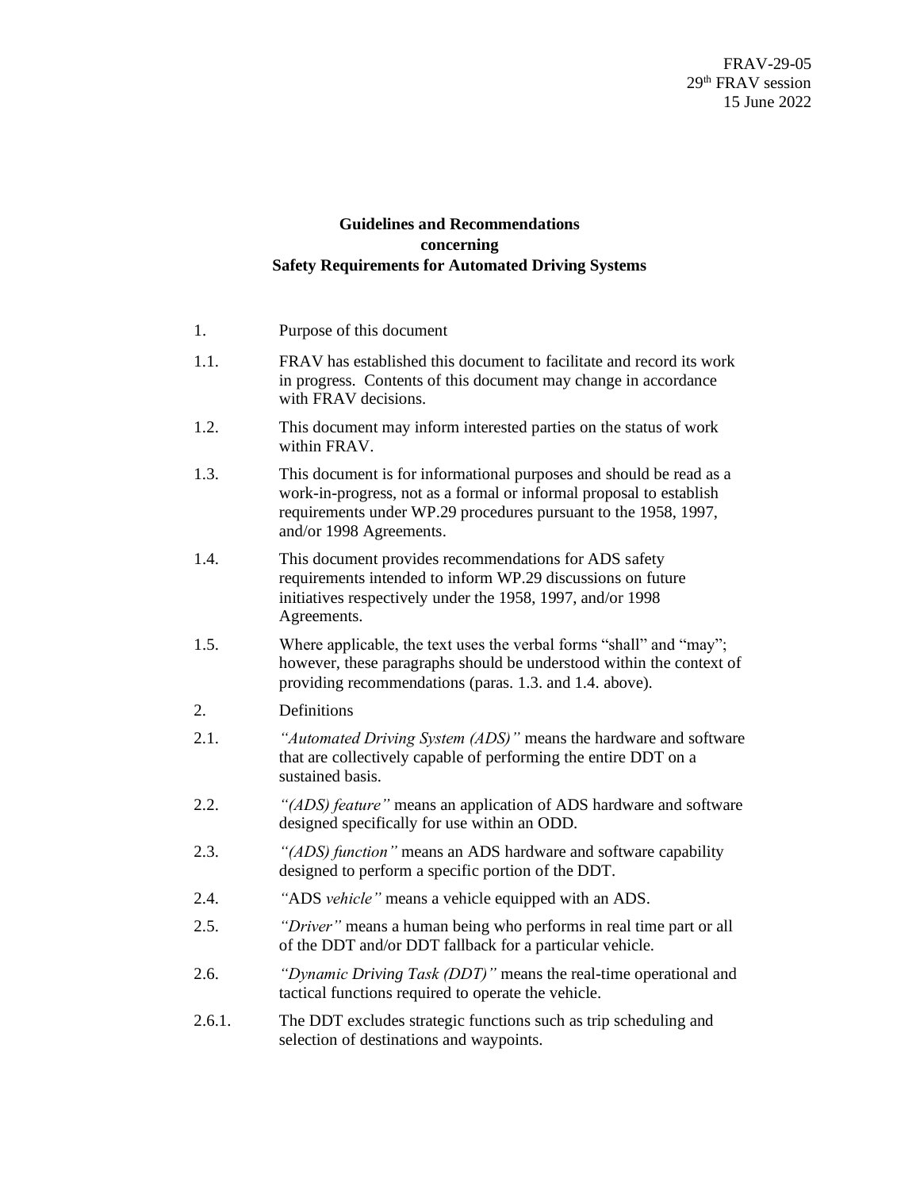FRAV-29-05
29th FRAV session
15 June 2022

# Guidelines and Recommendations concerning Safety Requirements for Automated Driving Systems

1. Purpose of this document

1.1. FRAV has established this document to facilitate and record its work in progress. Contents of this document may change in accordance with FRAV decisions.

1.2. This document may inform interested parties on the status of work within FRAV.

1.3. This document is for informational purposes and should be read as a work-in-progress, not as a formal or informal proposal to establish requirements under WP.29 procedures pursuant to the 1958, 1997, and/or 1998 Agreements.

1.4. This document provides recommendations for ADS safety requirements intended to inform WP.29 discussions on future initiatives respectively under the 1958, 1997, and/or 1998 Agreements.

1.5. Where applicable, the text uses the verbal forms "shall" and "may"; however, these paragraphs should be understood within the context of providing recommendations (paras. 1.3. and 1.4. above).

2. Definitions

2.1. *"Automated Driving System (ADS)"* means the hardware and software that are collectively capable of performing the entire DDT on a sustained basis.

2.2. *"(ADS) feature"* means an application of ADS hardware and software designed specifically for use within an ODD.

2.3. *"(ADS) function"* means an ADS hardware and software capability designed to perform a specific portion of the DDT.

2.4. *"*ADS *vehicle"* means a vehicle equipped with an ADS.

2.5. *"Driver"* means a human being who performs in real time part or all of the DDT and/or DDT fallback for a particular vehicle.

2.6. *"Dynamic Driving Task (DDT)"* means the real-time operational and tactical functions required to operate the vehicle.

2.6.1. The DDT excludes strategic functions such as trip scheduling and selection of destinations and waypoints.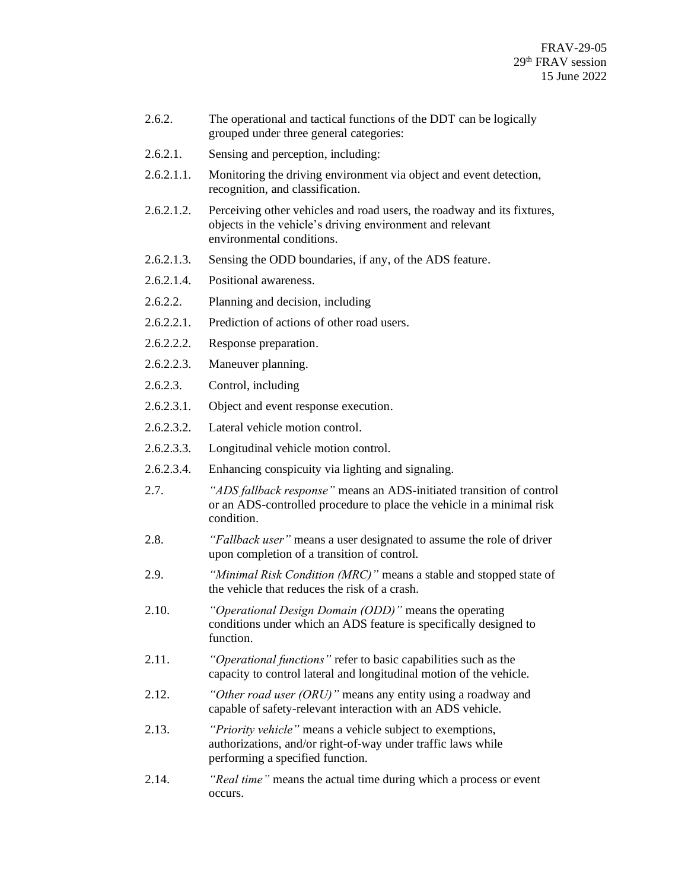2.6.2. The operational and tactical functions of the DDT can be logically grouped under three general categories:

2.6.2.1. Sensing and perception, including:

2.6.2.1.1. Monitoring the driving environment via object and event detection, recognition, and classification.

2.6.2.1.2. Perceiving other vehicles and road users, the roadway and its fixtures, objects in the vehicle's driving environment and relevant environmental conditions.

2.6.2.1.3. Sensing the ODD boundaries, if any, of the ADS feature.

2.6.2.1.4. Positional awareness.

2.6.2.2. Planning and decision, including

2.6.2.2.1. Prediction of actions of other road users.

2.6.2.2.2. Response preparation.

2.6.2.2.3. Maneuver planning.

2.6.2.3. Control, including

2.6.2.3.1. Object and event response execution.

2.6.2.3.2. Lateral vehicle motion control.

2.6.2.3.3. Longitudinal vehicle motion control.

2.6.2.3.4. Enhancing conspicuity via lighting and signaling.

2.7. *"ADS fallback response"* means an ADS-initiated transition of control or an ADS-controlled procedure to place the vehicle in a minimal risk condition.

2.8. *"Fallback user"* means a user designated to assume the role of driver upon completion of a transition of control.

2.9. *"Minimal Risk Condition (MRC)"* means a stable and stopped state of the vehicle that reduces the risk of a crash.

2.10. *"Operational Design Domain (ODD)"* means the operating conditions under which an ADS feature is specifically designed to function.

2.11. *"Operational functions"* refer to basic capabilities such as the capacity to control lateral and longitudinal motion of the vehicle.

2.12. *"Other road user (ORU)"* means any entity using a roadway and capable of safety-relevant interaction with an ADS vehicle.

2.13. *"Priority vehicle"* means a vehicle subject to exemptions, authorizations, and/or right-of-way under traffic laws while performing a specified function.

2.14. *"Real time"* means the actual time during which a process or event occurs.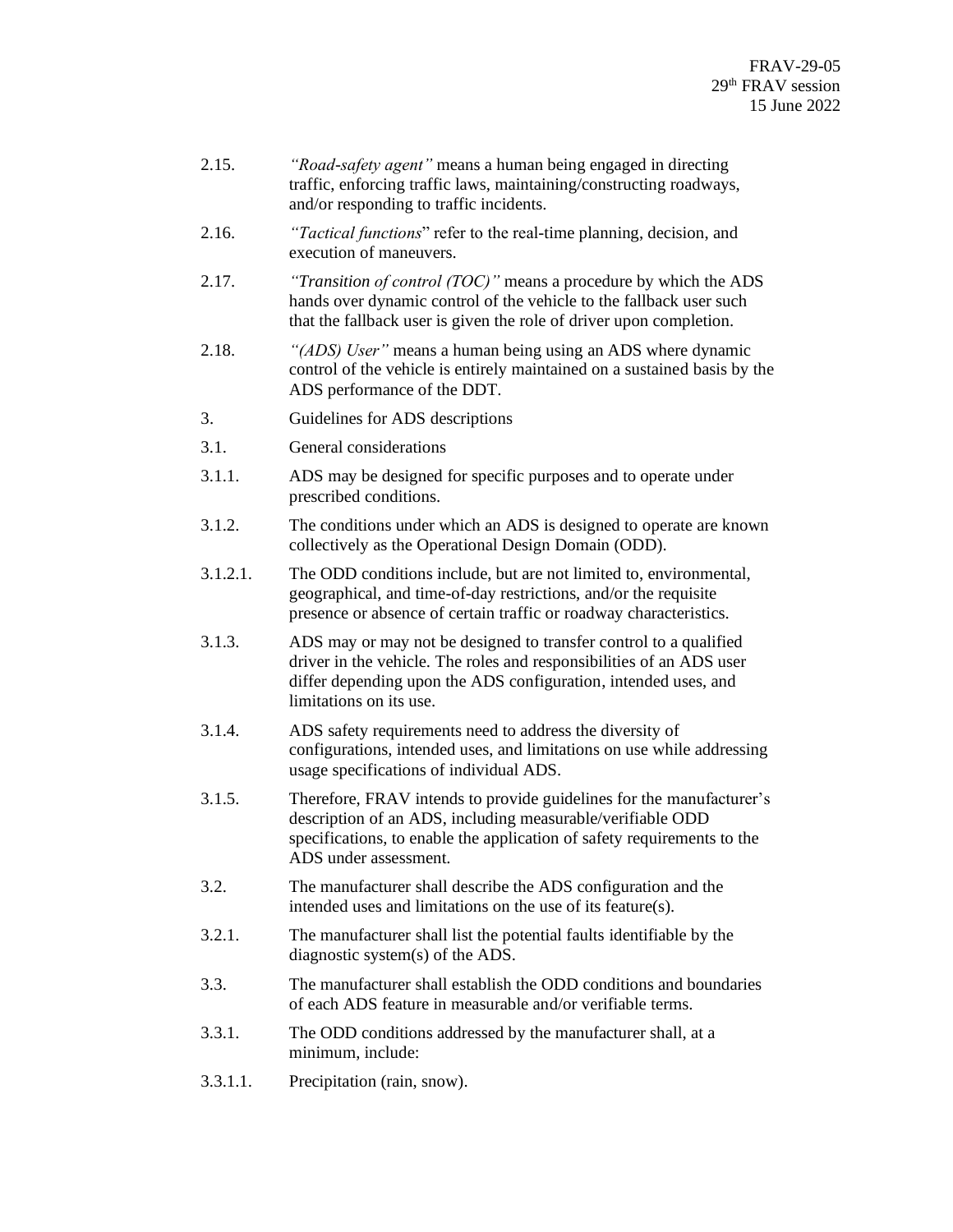2.15. *"Road-safety agent"* means a human being engaged in directing traffic, enforcing traffic laws, maintaining/constructing roadways, and/or responding to traffic incidents.

2.16. *"Tactical functions*" refer to the real-time planning, decision, and execution of maneuvers.

2.17. *"Transition of control (TOC)"* means a procedure by which the ADS hands over dynamic control of the vehicle to the fallback user such that the fallback user is given the role of driver upon completion.

2.18. *"(ADS) User"* means a human being using an ADS where dynamic control of the vehicle is entirely maintained on a sustained basis by the ADS performance of the DDT.

3. Guidelines for ADS descriptions

3.1. General considerations

3.1.1. ADS may be designed for specific purposes and to operate under prescribed conditions.

3.1.2. The conditions under which an ADS is designed to operate are known collectively as the Operational Design Domain (ODD).

3.1.2.1. The ODD conditions include, but are not limited to, environmental, geographical, and time-of-day restrictions, and/or the requisite presence or absence of certain traffic or roadway characteristics.

3.1.3. ADS may or may not be designed to transfer control to a qualified driver in the vehicle. The roles and responsibilities of an ADS user differ depending upon the ADS configuration, intended uses, and limitations on its use.

3.1.4. ADS safety requirements need to address the diversity of configurations, intended uses, and limitations on use while addressing usage specifications of individual ADS.

3.1.5. Therefore, FRAV intends to provide guidelines for the manufacturer's description of an ADS, including measurable/verifiable ODD specifications, to enable the application of safety requirements to the ADS under assessment.

3.2. The manufacturer shall describe the ADS configuration and the intended uses and limitations on the use of its feature(s).

3.2.1. The manufacturer shall list the potential faults identifiable by the diagnostic system(s) of the ADS.

3.3. The manufacturer shall establish the ODD conditions and boundaries of each ADS feature in measurable and/or verifiable terms.

3.3.1. The ODD conditions addressed by the manufacturer shall, at a minimum, include:

3.3.1.1. Precipitation (rain, snow).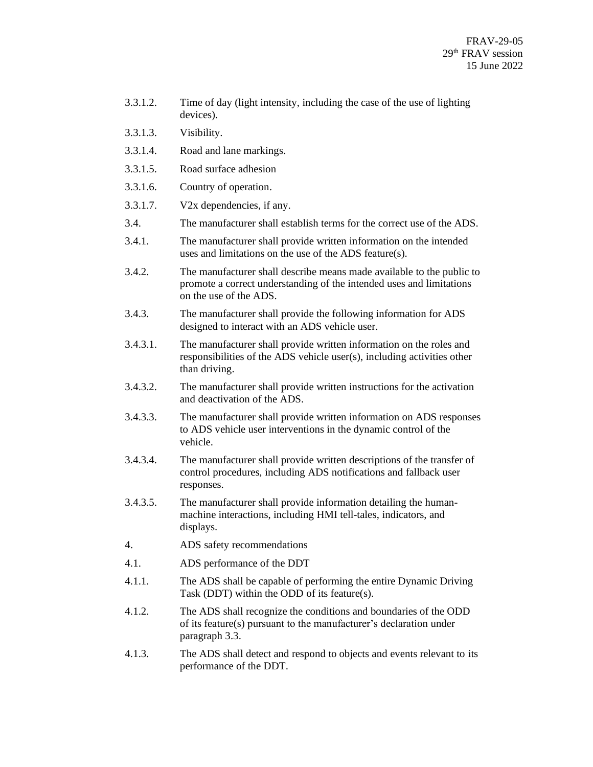3.3.1.2. Time of day (light intensity, including the case of the use of lighting devices).

3.3.1.3. Visibility.

3.3.1.4. Road and lane markings.

3.3.1.5. Road surface adhesion

3.3.1.6. Country of operation.

3.3.1.7. V2x dependencies, if any.

3.4. The manufacturer shall establish terms for the correct use of the ADS.

3.4.1. The manufacturer shall provide written information on the intended uses and limitations on the use of the ADS feature(s).

3.4.2. The manufacturer shall describe means made available to the public to promote a correct understanding of the intended uses and limitations on the use of the ADS.

3.4.3. The manufacturer shall provide the following information for ADS designed to interact with an ADS vehicle user.

3.4.3.1. The manufacturer shall provide written information on the roles and responsibilities of the ADS vehicle user(s), including activities other than driving.

3.4.3.2. The manufacturer shall provide written instructions for the activation and deactivation of the ADS.

3.4.3.3. The manufacturer shall provide written information on ADS responses to ADS vehicle user interventions in the dynamic control of the vehicle.

3.4.3.4. The manufacturer shall provide written descriptions of the transfer of control procedures, including ADS notifications and fallback user responses.

3.4.3.5. The manufacturer shall provide information detailing the human-machine interactions, including HMI tell-tales, indicators, and displays.

4. ADS safety recommendations

4.1. ADS performance of the DDT

4.1.1. The ADS shall be capable of performing the entire Dynamic Driving Task (DDT) within the ODD of its feature(s).

4.1.2. The ADS shall recognize the conditions and boundaries of the ODD of its feature(s) pursuant to the manufacturer's declaration under paragraph 3.3.

4.1.3. The ADS shall detect and respond to objects and events relevant to its performance of the DDT.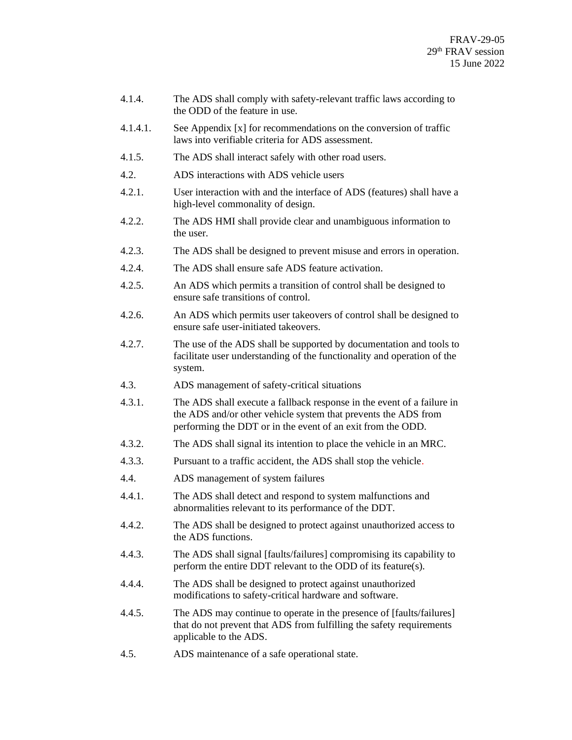4.1.4. The ADS shall comply with safety-relevant traffic laws according to the ODD of the feature in use.

4.1.4.1. See Appendix [x] for recommendations on the conversion of traffic laws into verifiable criteria for ADS assessment.

4.1.5. The ADS shall interact safely with other road users.

4.2. ADS interactions with ADS vehicle users

4.2.1. User interaction with and the interface of ADS (features) shall have a high-level commonality of design.

4.2.2. The ADS HMI shall provide clear and unambiguous information to the user.

4.2.3. The ADS shall be designed to prevent misuse and errors in operation.

4.2.4. The ADS shall ensure safe ADS feature activation.

4.2.5. An ADS which permits a transition of control shall be designed to ensure safe transitions of control.

4.2.6. An ADS which permits user takeovers of control shall be designed to ensure safe user-initiated takeovers.

4.2.7. The use of the ADS shall be supported by documentation and tools to facilitate user understanding of the functionality and operation of the system.

4.3. ADS management of safety-critical situations

4.3.1. The ADS shall execute a fallback response in the event of a failure in the ADS and/or other vehicle system that prevents the ADS from performing the DDT or in the event of an exit from the ODD.

4.3.2. The ADS shall signal its intention to place the vehicle in an MRC.

4.3.3. Pursuant to a traffic accident, the ADS shall stop the vehicle.

4.4. ADS management of system failures

4.4.1. The ADS shall detect and respond to system malfunctions and abnormalities relevant to its performance of the DDT.

4.4.2. The ADS shall be designed to protect against unauthorized access to the ADS functions.

4.4.3. The ADS shall signal [faults/failures] compromising its capability to perform the entire DDT relevant to the ODD of its feature(s).

4.4.4. The ADS shall be designed to protect against unauthorized modifications to safety-critical hardware and software.

4.4.5. The ADS may continue to operate in the presence of [faults/failures] that do not prevent that ADS from fulfilling the safety requirements applicable to the ADS.

4.5. ADS maintenance of a safe operational state.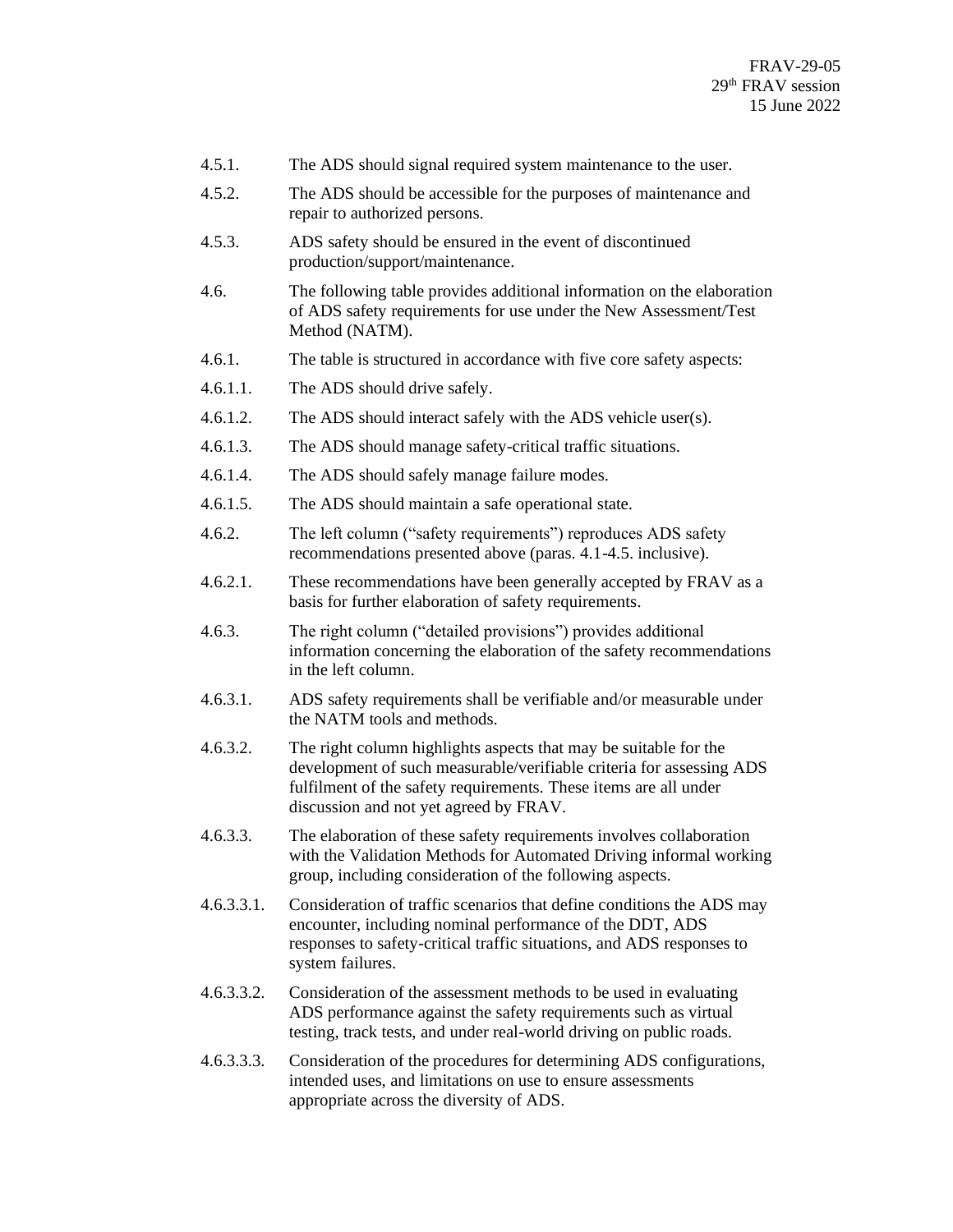4.5.1. The ADS should signal required system maintenance to the user.

4.5.2. The ADS should be accessible for the purposes of maintenance and repair to authorized persons.

4.5.3. ADS safety should be ensured in the event of discontinued production/support/maintenance.

4.6. The following table provides additional information on the elaboration of ADS safety requirements for use under the New Assessment/Test Method (NATM).

4.6.1. The table is structured in accordance with five core safety aspects:

4.6.1.1. The ADS should drive safely.

4.6.1.2. The ADS should interact safely with the ADS vehicle user(s).

4.6.1.3. The ADS should manage safety-critical traffic situations.

4.6.1.4. The ADS should safely manage failure modes.

4.6.1.5. The ADS should maintain a safe operational state.

4.6.2. The left column ("safety requirements") reproduces ADS safety recommendations presented above (paras. 4.1-4.5. inclusive).

4.6.2.1. These recommendations have been generally accepted by FRAV as a basis for further elaboration of safety requirements.

4.6.3. The right column ("detailed provisions") provides additional information concerning the elaboration of the safety recommendations in the left column.

4.6.3.1. ADS safety requirements shall be verifiable and/or measurable under the NATM tools and methods.

4.6.3.2. The right column highlights aspects that may be suitable for the development of such measurable/verifiable criteria for assessing ADS fulfilment of the safety requirements. These items are all under discussion and not yet agreed by FRAV.

4.6.3.3. The elaboration of these safety requirements involves collaboration with the Validation Methods for Automated Driving informal working group, including consideration of the following aspects.

4.6.3.3.1. Consideration of traffic scenarios that define conditions the ADS may encounter, including nominal performance of the DDT, ADS responses to safety-critical traffic situations, and ADS responses to system failures.

4.6.3.3.2. Consideration of the assessment methods to be used in evaluating ADS performance against the safety requirements such as virtual testing, track tests, and under real-world driving on public roads.

4.6.3.3.3. Consideration of the procedures for determining ADS configurations, intended uses, and limitations on use to ensure assessments appropriate across the diversity of ADS.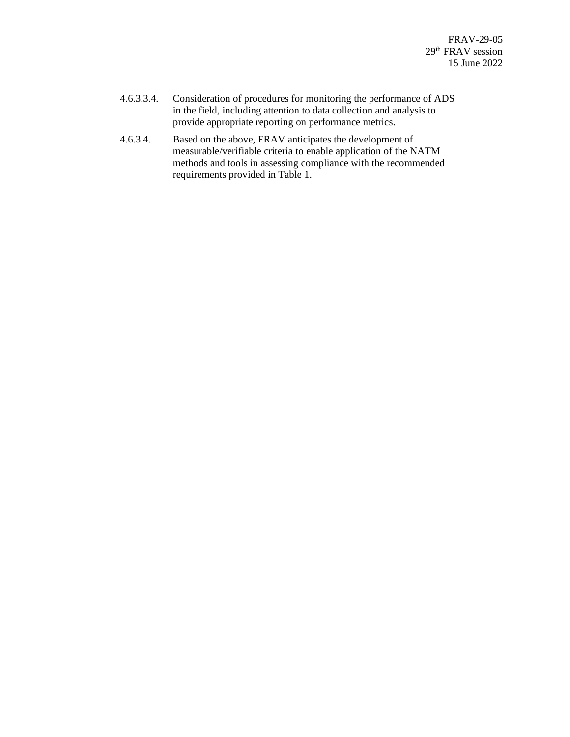4.6.3.3.4. Consideration of procedures for monitoring the performance of ADS in the field, including attention to data collection and analysis to provide appropriate reporting on performance metrics.

4.6.3.4. Based on the above, FRAV anticipates the development of measurable/verifiable criteria to enable application of the NATM methods and tools in assessing compliance with the recommended requirements provided in Table 1.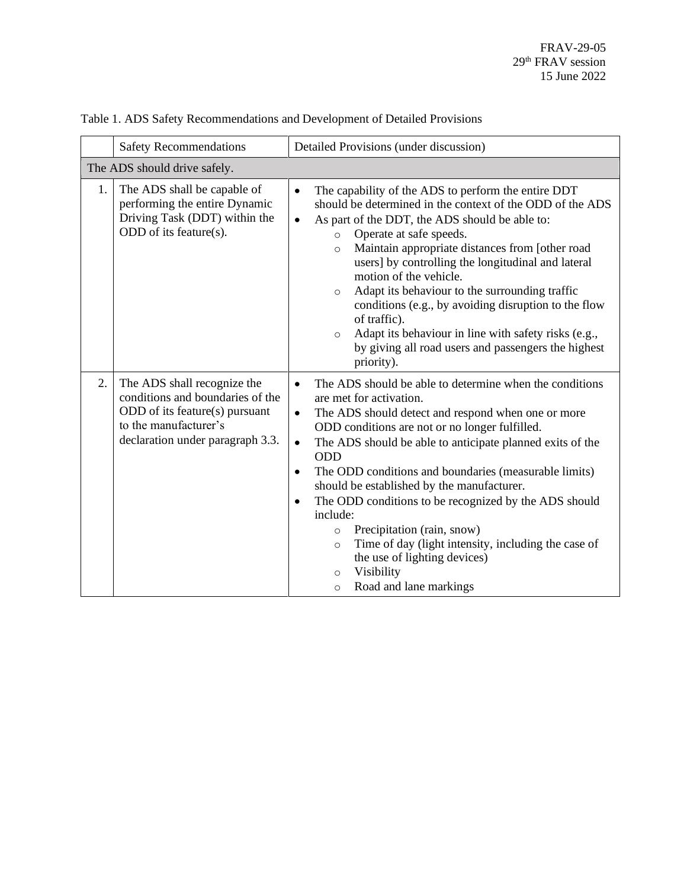Table 1. ADS Safety Recommendations and Development of Detailed Provisions

| | Safety Recommendations | Detailed Provisions (under discussion) |
|---|---|---|
| The ADS should drive safely. | | |
| 1. | The ADS shall be capable of performing the entire Dynamic Driving Task (DDT) within the ODD of its feature(s). | • The capability of the ADS to perform the entire DDT should be determined in the context of the ODD of the ADS<br>• As part of the DDT, the ADS should be able to:<br>&nbsp;&nbsp;&nbsp;&nbsp;○ Operate at safe speeds.<br>&nbsp;&nbsp;&nbsp;&nbsp;○ Maintain appropriate distances from [other road users] by controlling the longitudinal and lateral motion of the vehicle.<br>&nbsp;&nbsp;&nbsp;&nbsp;○ Adapt its behaviour to the surrounding traffic conditions (e.g., by avoiding disruption to the flow of traffic).<br>&nbsp;&nbsp;&nbsp;&nbsp;○ Adapt its behaviour in line with safety risks (e.g., by giving all road users and passengers the highest priority). |
| 2. | The ADS shall recognize the conditions and boundaries of the ODD of its feature(s) pursuant to the manufacturer's declaration under paragraph 3.3. | • The ADS should be able to determine when the conditions are met for activation.<br>• The ADS should detect and respond when one or more ODD conditions are not or no longer fulfilled.<br>• The ADS should be able to anticipate planned exits of the ODD<br>• The ODD conditions and boundaries (measurable limits) should be established by the manufacturer.<br>• The ODD conditions to be recognized by the ADS should include:<br>&nbsp;&nbsp;&nbsp;&nbsp;○ Precipitation (rain, snow)<br>&nbsp;&nbsp;&nbsp;&nbsp;○ Time of day (light intensity, including the case of the use of lighting devices)<br>&nbsp;&nbsp;&nbsp;&nbsp;○ Visibility<br>&nbsp;&nbsp;&nbsp;&nbsp;○ Road and lane markings |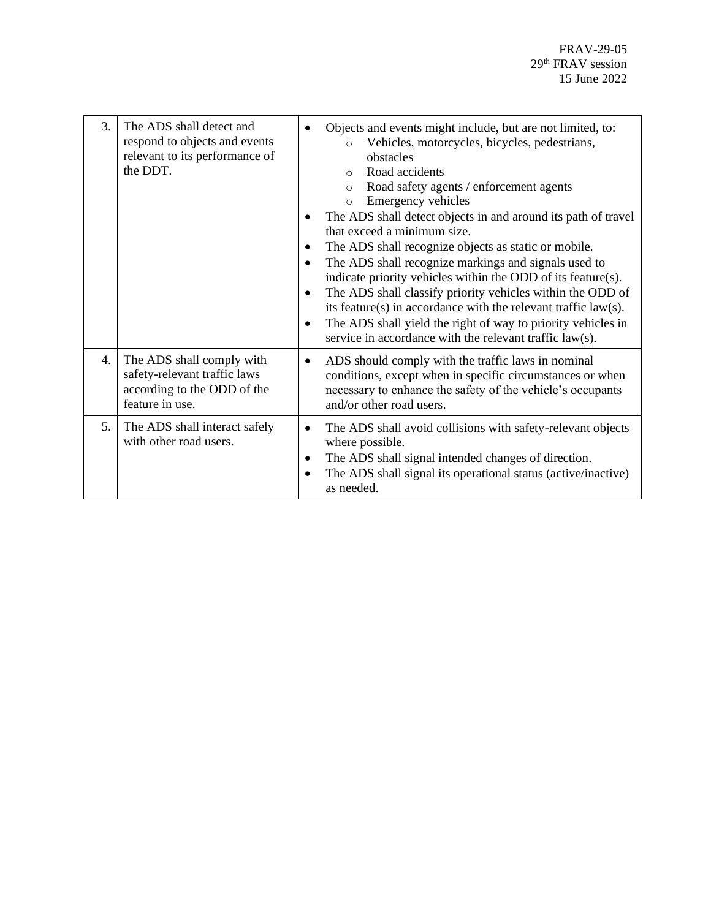| 3. | The ADS shall detect and respond to objects and events relevant to its performance of the DDT. | • Objects and events might include, but are not limited, to:<br>  ○ Vehicles, motorcycles, bicycles, pedestrians, obstacles<br>  ○ Road accidents<br>  ○ Road safety agents / enforcement agents<br>  ○ Emergency vehicles<br>• The ADS shall detect objects in and around its path of travel that exceed a minimum size.<br>• The ADS shall recognize objects as static or mobile.<br>• The ADS shall recognize markings and signals used to indicate priority vehicles within the ODD of its feature(s).<br>• The ADS shall classify priority vehicles within the ODD of its feature(s) in accordance with the relevant traffic law(s).<br>• The ADS shall yield the right of way to priority vehicles in service in accordance with the relevant traffic law(s). |
|---|---|---|
| 4. | The ADS shall comply with safety-relevant traffic laws according to the ODD of the feature in use. | • ADS should comply with the traffic laws in nominal conditions, except when in specific circumstances or when necessary to enhance the safety of the vehicle's occupants and/or other road users. |
| 5. | The ADS shall interact safely with other road users. | • The ADS shall avoid collisions with safety-relevant objects where possible.<br>• The ADS shall signal intended changes of direction.<br>• The ADS shall signal its operational status (active/inactive) as needed. |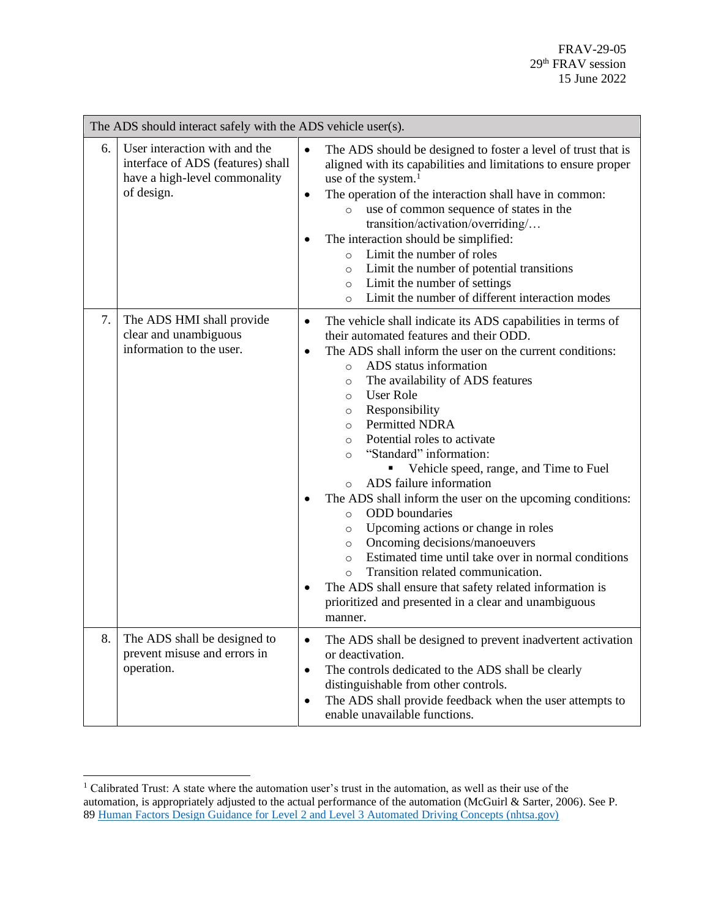| The ADS should interact safely with the ADS vehicle user(s). | | |
|---|---|---|
| 6. | User interaction with and the interface of ADS (features) shall have a high-level commonality of design. | • The ADS should be designed to foster a level of trust that is aligned with its capabilities and limitations to ensure proper use of the system.[1]<br>• The operation of the interaction shall have in common:<br>  ○ use of common sequence of states in the transition/activation/overriding/…<br>• The interaction should be simplified:<br>  ○ Limit the number of roles<br>  ○ Limit the number of potential transitions<br>  ○ Limit the number of settings<br>  ○ Limit the number of different interaction modes |
| 7. | The ADS HMI shall provide clear and unambiguous information to the user. | • The vehicle shall indicate its ADS capabilities in terms of their automated features and their ODD.<br>• The ADS shall inform the user on the current conditions:<br>  ○ ADS status information<br>  ○ The availability of ADS features<br>  ○ User Role<br>  ○ Responsibility<br>  ○ Permitted NDRA<br>  ○ Potential roles to activate<br>  ○ "Standard" information:<br>    ▪ Vehicle speed, range, and Time to Fuel<br>  ○ ADS failure information<br>• The ADS shall inform the user on the upcoming conditions:<br>  ○ ODD boundaries<br>  ○ Upcoming actions or change in roles<br>  ○ Oncoming decisions/manoeuvers<br>  ○ Estimated time until take over in normal conditions<br>  ○ Transition related communication.<br>• The ADS shall ensure that safety related information is prioritized and presented in a clear and unambiguous manner. |
| 8. | The ADS shall be designed to prevent misuse and errors in operation. | • The ADS shall be designed to prevent inadvertent activation or deactivation.<br>• The controls dedicated to the ADS shall be clearly distinguishable from other controls.<br>• The ADS shall provide feedback when the user attempts to enable unavailable functions. |

[1] Calibrated Trust: A state where the automation user's trust in the automation, as well as their use of the automation, is appropriately adjusted to the actual performance of the automation (McGuirl & Sarter, 2006). See P. 89 [Human Factors Design Guidance for Level 2 and Level 3 Automated Driving Concepts (nhtsa.gov)]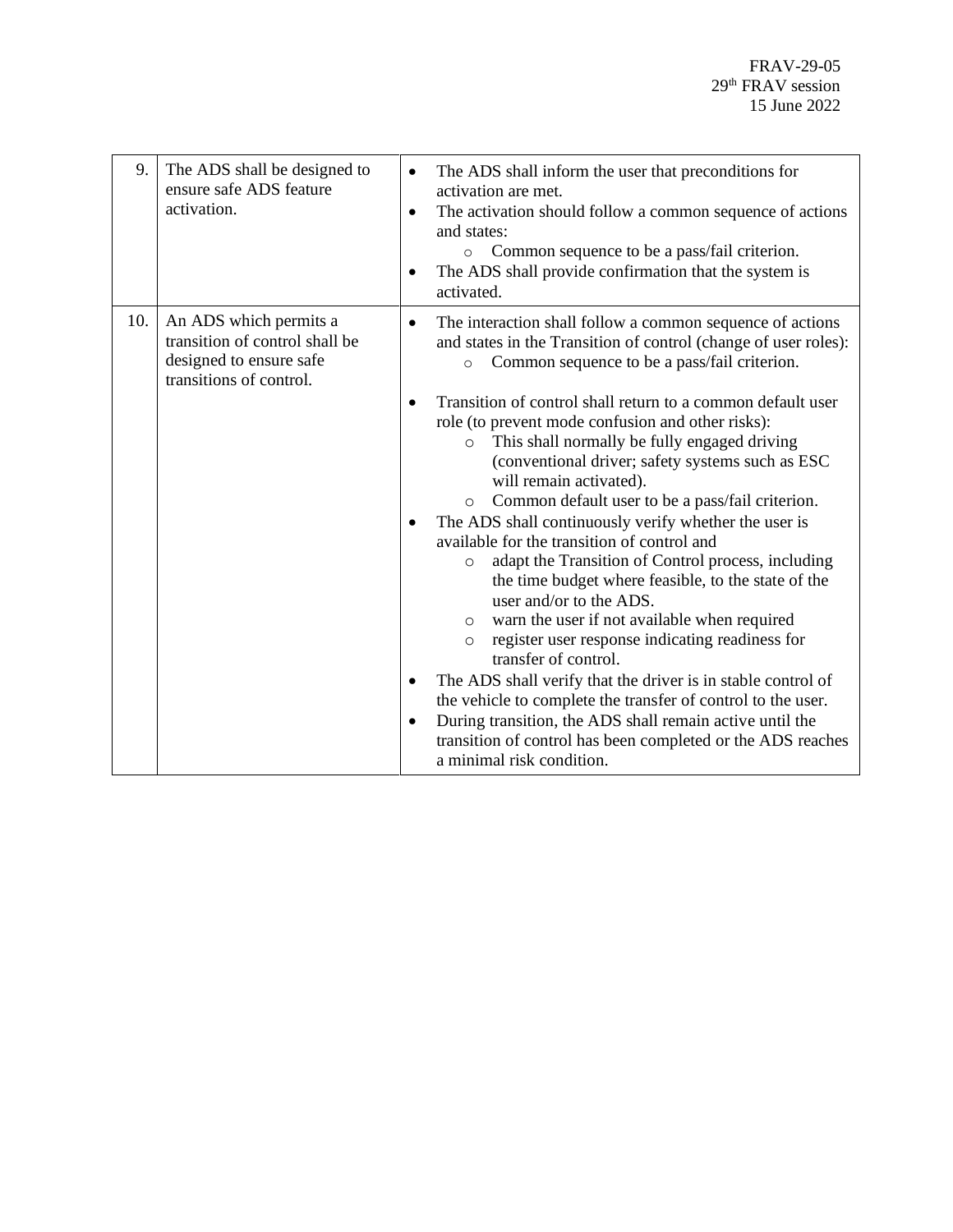| | | |
|---|---|---|
| 9. | The ADS shall be designed to ensure safe ADS feature activation. | • The ADS shall inform the user that preconditions for activation are met.<br>• The activation should follow a common sequence of actions and states:<br>&nbsp;&nbsp;&nbsp;&nbsp;○ Common sequence to be a pass/fail criterion.<br>• The ADS shall provide confirmation that the system is activated. |
| 10. | An ADS which permits a transition of control shall be designed to ensure safe transitions of control. | • The interaction shall follow a common sequence of actions and states in the Transition of control (change of user roles):<br>&nbsp;&nbsp;&nbsp;&nbsp;○ Common sequence to be a pass/fail criterion.<br><br>• Transition of control shall return to a common default user role (to prevent mode confusion and other risks):<br>&nbsp;&nbsp;&nbsp;&nbsp;○ This shall normally be fully engaged driving (conventional driver; safety systems such as ESC will remain activated).<br>&nbsp;&nbsp;&nbsp;&nbsp;○ Common default user to be a pass/fail criterion.<br>• The ADS shall continuously verify whether the user is available for the transition of control and<br>&nbsp;&nbsp;&nbsp;&nbsp;○ adapt the Transition of Control process, including the time budget where feasible, to the state of the user and/or to the ADS.<br>&nbsp;&nbsp;&nbsp;&nbsp;○ warn the user if not available when required<br>&nbsp;&nbsp;&nbsp;&nbsp;○ register user response indicating readiness for transfer of control.<br>• The ADS shall verify that the driver is in stable control of the vehicle to complete the transfer of control to the user.<br>• During transition, the ADS shall remain active until the transition of control has been completed or the ADS reaches a minimal risk condition. |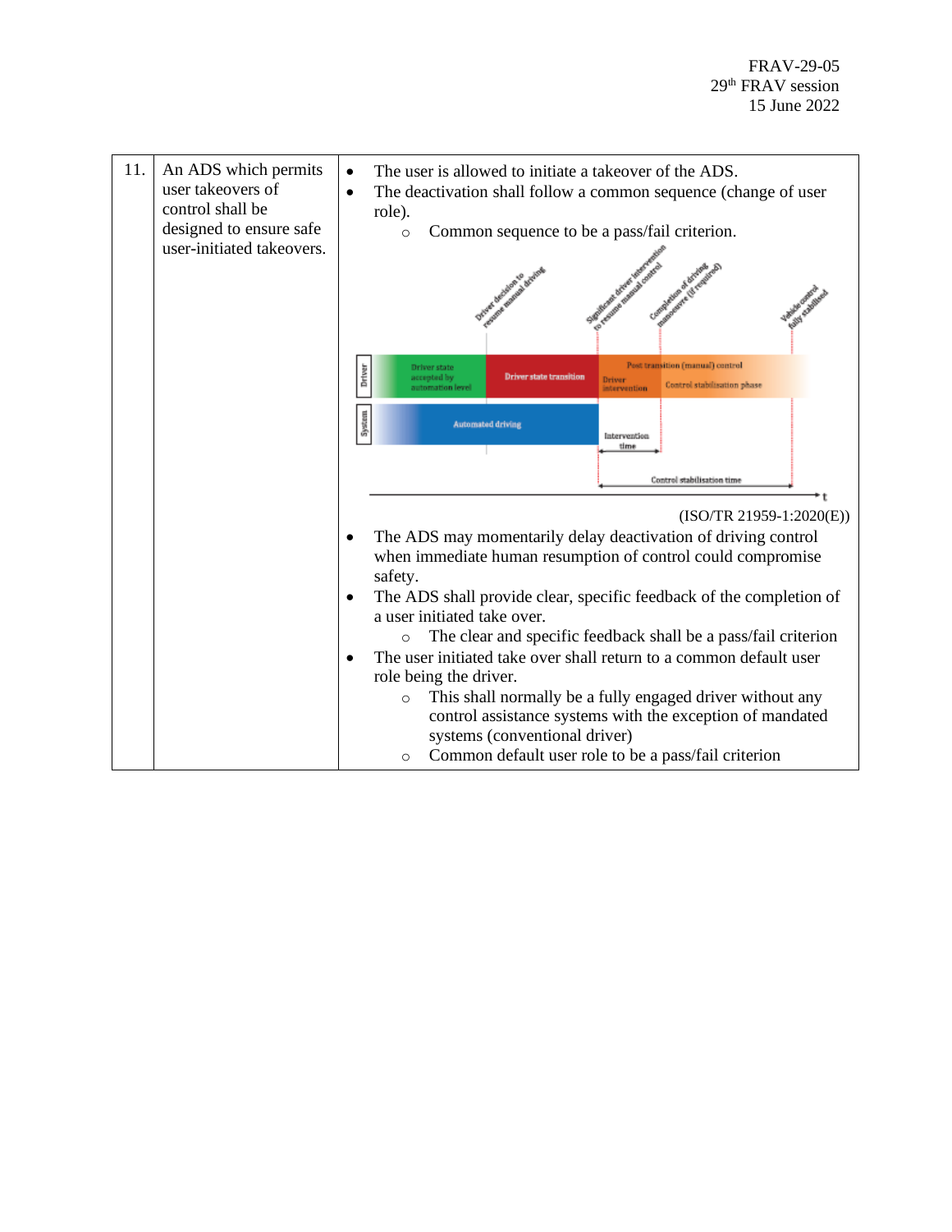| 11. | An ADS which permits user takeovers of control shall be designed to ensure safe user-initiated takeovers. | • The user is allowed to initiate a takeover of the ADS.<br>• The deactivation shall follow a common sequence (change of user role).<br>&nbsp;&nbsp;&nbsp;&nbsp;○ Common sequence to be a pass/fail criterion.<br><br>(ISO/TR 21959-1:2020(E))<br><br>• The ADS may momentarily delay deactivation of driving control when immediate human resumption of control could compromise safety.<br>• The ADS shall provide clear, specific feedback of the completion of a user initiated take over.<br>&nbsp;&nbsp;&nbsp;&nbsp;○ The clear and specific feedback shall be a pass/fail criterion<br>• The user initiated take over shall return to a common default user role being the driver.<br>&nbsp;&nbsp;&nbsp;&nbsp;○ This shall normally be a fully engaged driver without any control assistance systems with the exception of mandated systems (conventional driver)<br>&nbsp;&nbsp;&nbsp;&nbsp;○ Common default user role to be a pass/fail criterion |
|---|---|---|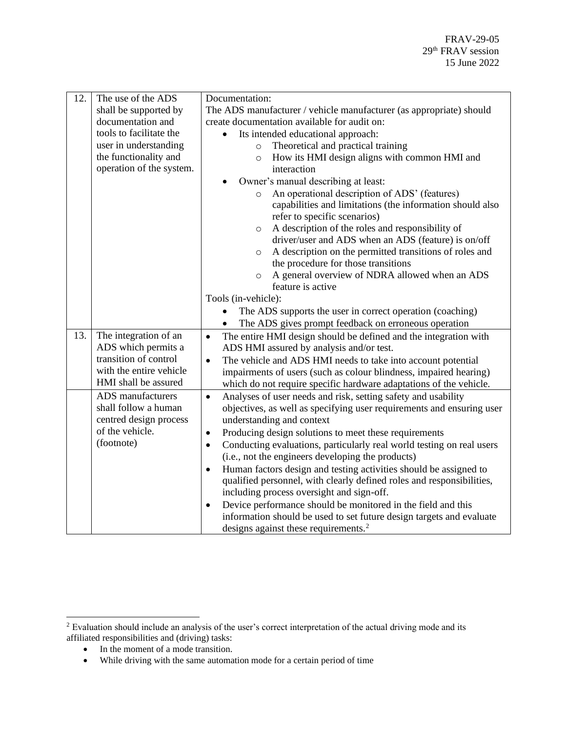| | | |
|---|---|---|
| 12. | The use of the ADS shall be supported by documentation and tools to facilitate the user in understanding the functionality and operation of the system. | Documentation:<br>The ADS manufacturer / vehicle manufacturer (as appropriate) should create documentation available for audit on:<br>• Its intended educational approach:<br>  ○ Theoretical and practical training<br>  ○ How its HMI design aligns with common HMI and interaction<br>• Owner's manual describing at least:<br>  ○ An operational description of ADS' (features) capabilities and limitations (the information should also refer to specific scenarios)<br>  ○ A description of the roles and responsibility of driver/user and ADS when an ADS (feature) is on/off<br>  ○ A description on the permitted transitions of roles and the procedure for those transitions<br>  ○ A general overview of NDRA allowed when an ADS feature is active<br>Tools (in-vehicle):<br>• The ADS supports the user in correct operation (coaching)<br>• The ADS gives prompt feedback on erroneous operation |
| 13. | The integration of an ADS which permits a transition of control with the entire vehicle HMI shall be assured | • The entire HMI design should be defined and the integration with ADS HMI assured by analysis and/or test.<br>• The vehicle and ADS HMI needs to take into account potential impairments of users (such as colour blindness, impaired hearing) which do not require specific hardware adaptations of the vehicle. |
| | ADS manufacturers shall follow a human centred design process of the vehicle. (footnote) | • Analyses of user needs and risk, setting safety and usability objectives, as well as specifying user requirements and ensuring user understanding and context<br>• Producing design solutions to meet these requirements<br>• Conducting evaluations, particularly real world testing on real users (i.e., not the engineers developing the products)<br>• Human factors design and testing activities should be assigned to qualified personnel, with clearly defined roles and responsibilities, including process oversight and sign-off.<br>• Device performance should be monitored in the field and this information should be used to set future design targets and evaluate designs against these requirements.[2] |

[2] Evaluation should include an analysis of the user's correct interpretation of the actual driving mode and its affiliated responsibilities and (driving) tasks:

- In the moment of a mode transition.
- While driving with the same automation mode for a certain period of time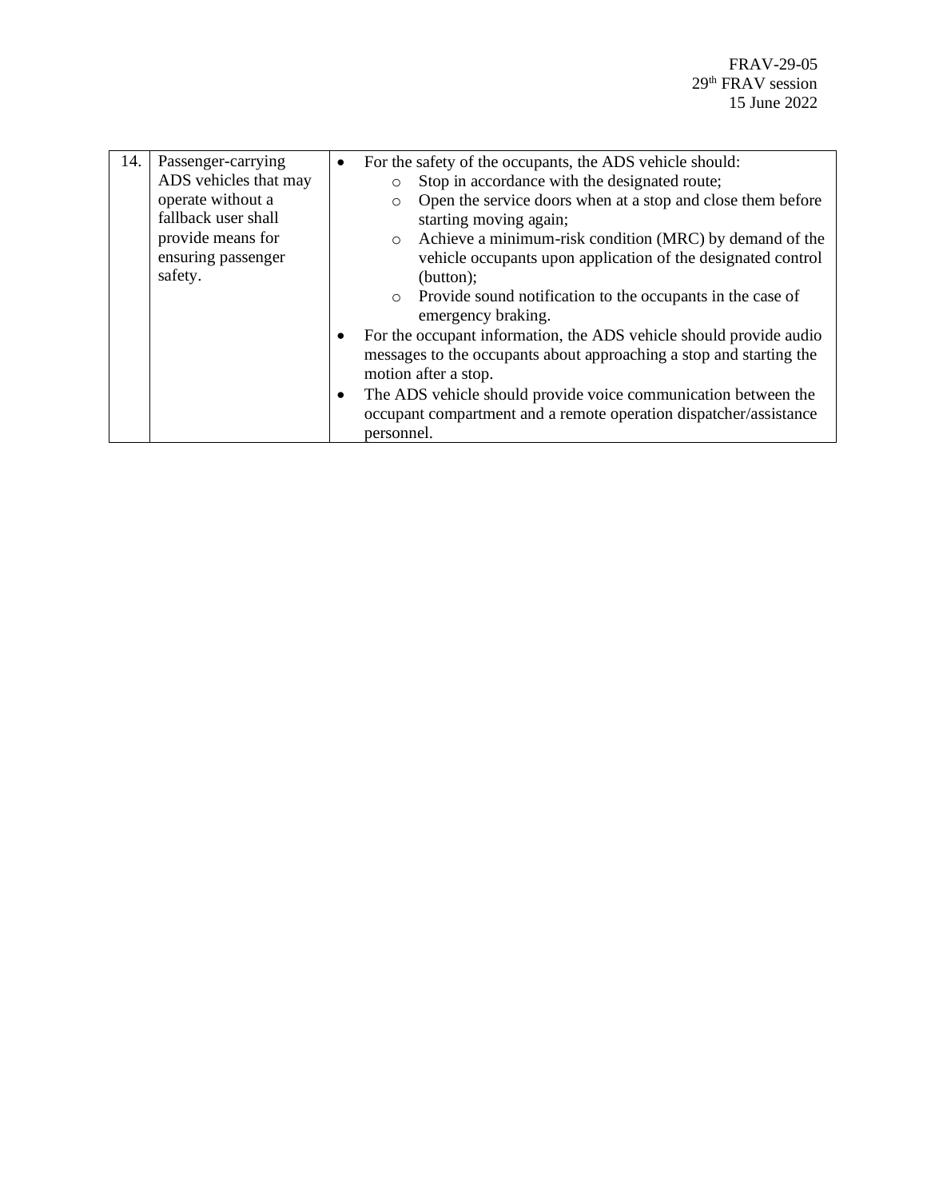| | | |
|---|---|---|
| 14. | Passenger-carrying ADS vehicles that may operate without a fallback user shall provide means for ensuring passenger safety. | • For the safety of the occupants, the ADS vehicle should:<br>  ○ Stop in accordance with the designated route;<br>  ○ Open the service doors when at a stop and close them before starting moving again;<br>  ○ Achieve a minimum-risk condition (MRC) by demand of the vehicle occupants upon application of the designated control (button);<br>  ○ Provide sound notification to the occupants in the case of emergency braking.<br>• For the occupant information, the ADS vehicle should provide audio messages to the occupants about approaching a stop and starting the motion after a stop.<br>• The ADS vehicle should provide voice communication between the occupant compartment and a remote operation dispatcher/assistance personnel. |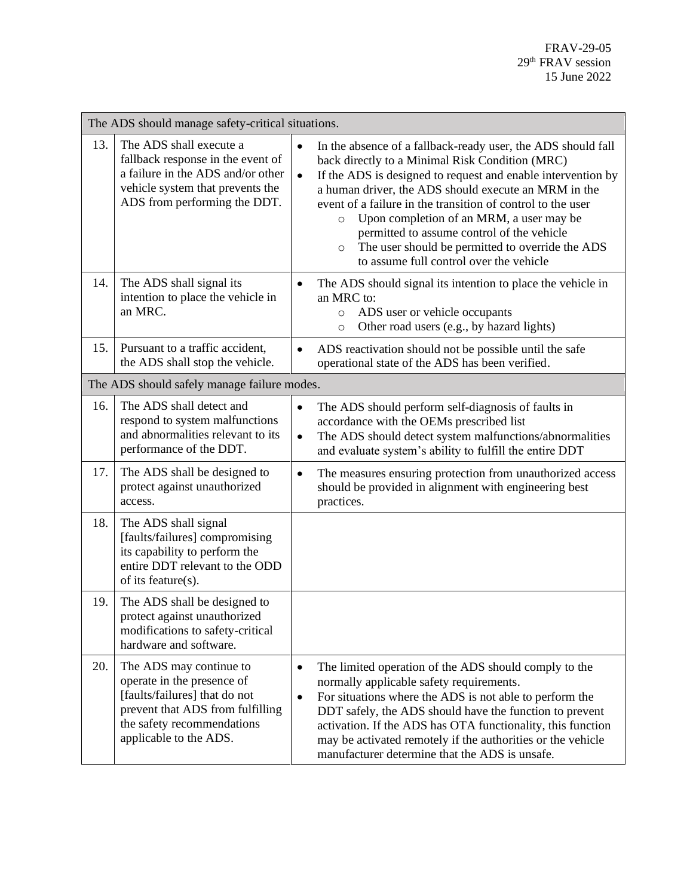| | | |
|---|---|---|
| The ADS should manage safety-critical situations. | | |
| 13. | The ADS shall execute a fallback response in the event of a failure in the ADS and/or other vehicle system that prevents the ADS from performing the DDT. | • In the absence of a fallback-ready user, the ADS should fall back directly to a Minimal Risk Condition (MRC)<br>• If the ADS is designed to request and enable intervention by a human driver, the ADS should execute an MRM in the event of a failure in the transition of control to the user<br>  ○ Upon completion of an MRM, a user may be permitted to assume control of the vehicle<br>  ○ The user should be permitted to override the ADS to assume full control over the vehicle |
| 14. | The ADS shall signal its intention to place the vehicle in an MRC. | • The ADS should signal its intention to place the vehicle in an MRC to:<br>  ○ ADS user or vehicle occupants<br>  ○ Other road users (e.g., by hazard lights) |
| 15. | Pursuant to a traffic accident, the ADS shall stop the vehicle. | • ADS reactivation should not be possible until the safe operational state of the ADS has been verified. |
| The ADS should safely manage failure modes. | | |
| 16. | The ADS shall detect and respond to system malfunctions and abnormalities relevant to its performance of the DDT. | • The ADS should perform self-diagnosis of faults in accordance with the OEMs prescribed list<br>• The ADS should detect system malfunctions/abnormalities and evaluate system's ability to fulfill the entire DDT |
| 17. | The ADS shall be designed to protect against unauthorized access. | • The measures ensuring protection from unauthorized access should be provided in alignment with engineering best practices. |
| 18. | The ADS shall signal [faults/failures] compromising its capability to perform the entire DDT relevant to the ODD of its feature(s). | |
| 19. | The ADS shall be designed to protect against unauthorized modifications to safety-critical hardware and software. | |
| 20. | The ADS may continue to operate in the presence of [faults/failures] that do not prevent that ADS from fulfilling the safety recommendations applicable to the ADS. | • The limited operation of the ADS should comply to the normally applicable safety requirements.<br>• For situations where the ADS is not able to perform the DDT safely, the ADS should have the function to prevent activation. If the ADS has OTA functionality, this function may be activated remotely if the authorities or the vehicle manufacturer determine that the ADS is unsafe. |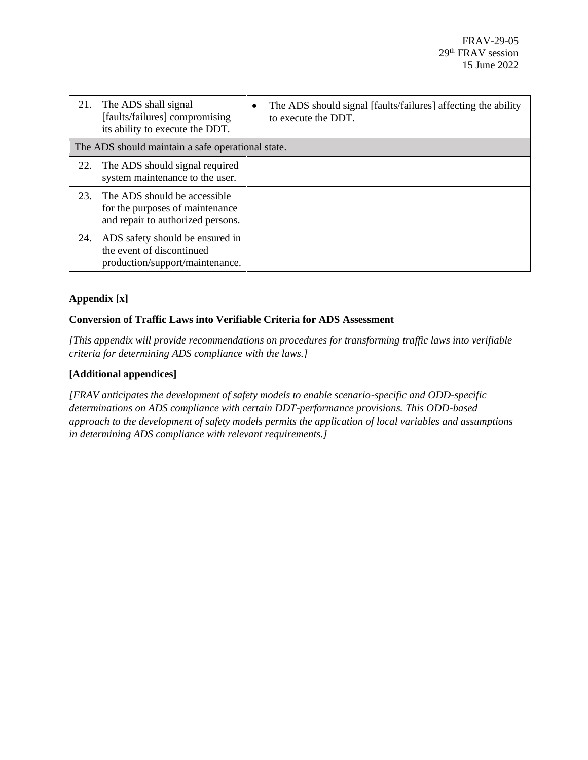| | | |
|---|---|---|
| 21. | The ADS shall signal [faults/failures] compromising its ability to execute the DDT. | • The ADS should signal [faults/failures] affecting the ability to execute the DDT. |
| The ADS should maintain a safe operational state. | | |
| 22. | The ADS should signal required system maintenance to the user. | |
| 23. | The ADS should be accessible for the purposes of maintenance and repair to authorized persons. | |
| 24. | ADS safety should be ensured in the event of discontinued production/support/maintenance. | |

**Appendix [x]**

**Conversion of Traffic Laws into Verifiable Criteria for ADS Assessment**

*[This appendix will provide recommendations on procedures for transforming traffic laws into verifiable criteria for determining ADS compliance with the laws.]*

**[Additional appendices]**

*[FRAV anticipates the development of safety models to enable scenario-specific and ODD-specific determinations on ADS compliance with certain DDT-performance provisions. This ODD-based approach to the development of safety models permits the application of local variables and assumptions in determining ADS compliance with relevant requirements.]*